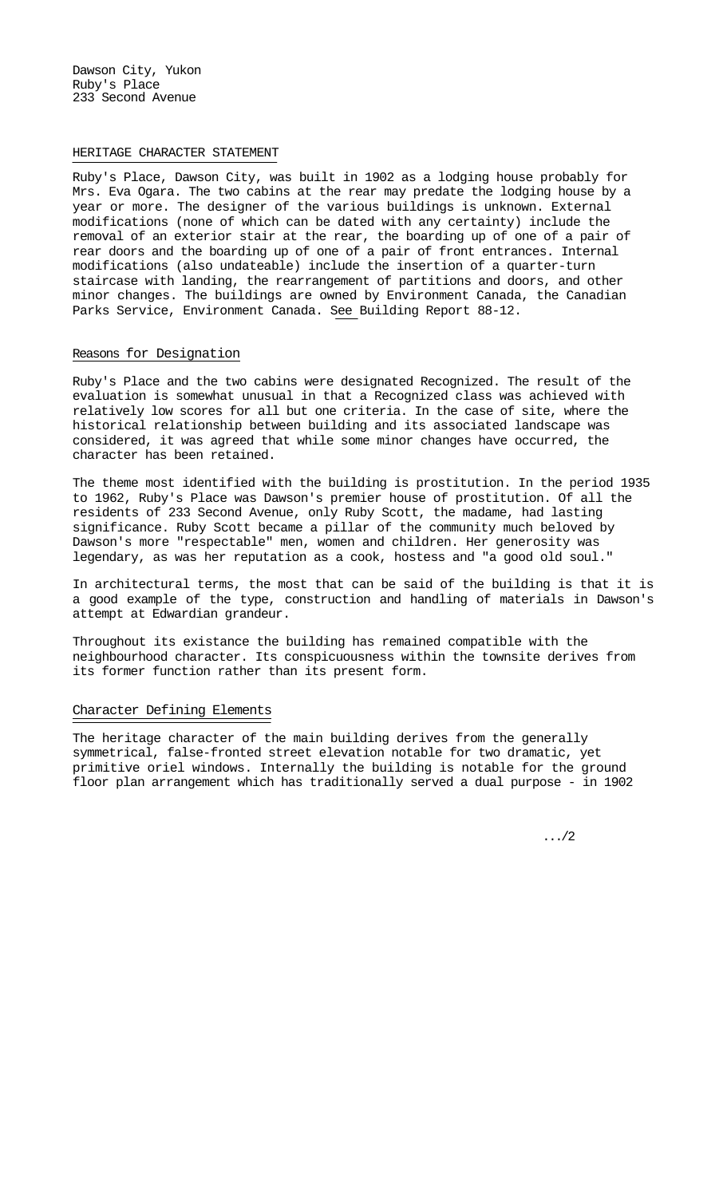Dawson City, Yukon
Ruby's Place
233 Second Avenue

## HERITAGE CHARACTER STATEMENT

Ruby's Place, Dawson City, was built in 1902 as a lodging house probably for Mrs. Eva Ogara. The two cabins at the rear may predate the lodging house by a year or more. The designer of the various buildings is unknown. External modifications (none of which can be dated with any certainty) include the removal of an exterior stair at the rear, the boarding up of one of a pair of rear doors and the boarding up of one of a pair of front entrances. Internal modifications (also undateable) include the insertion of a quarter-turn staircase with landing, the rearrangement of partitions and doors, and other minor changes. The buildings are owned by Environment Canada, the Canadian Parks Service, Environment Canada. See Building Report 88-12.

### Reasons for Designation

Ruby's Place and the two cabins were designated Recognized. The result of the evaluation is somewhat unusual in that a Recognized class was achieved with relatively low scores for all but one criteria. In the case of site, where the historical relationship between building and its associated landscape was considered, it was agreed that while some minor changes have occurred, the character has been retained.

The theme most identified with the building is prostitution. In the period 1935 to 1962, Ruby's Place was Dawson's premier house of prostitution. Of all the residents of 233 Second Avenue, only Ruby Scott, the madame, had lasting significance. Ruby Scott became a pillar of the community much beloved by Dawson's more "respectable" men, women and children. Her generosity was legendary, as was her reputation as a cook, hostess and "a good old soul."

In architectural terms, the most that can be said of the building is that it is a good example of the type, construction and handling of materials in Dawson's attempt at Edwardian grandeur.

Throughout its existance the building has remained compatible with the neighbourhood character. Its conspicuousness within the townsite derives from its former function rather than its present form.

### Character Defining Elements

The heritage character of the main building derives from the generally symmetrical, false-fronted street elevation notable for two dramatic, yet primitive oriel windows. Internally the building is notable for the ground floor plan arrangement which has traditionally served a dual purpose - in 1902

.../2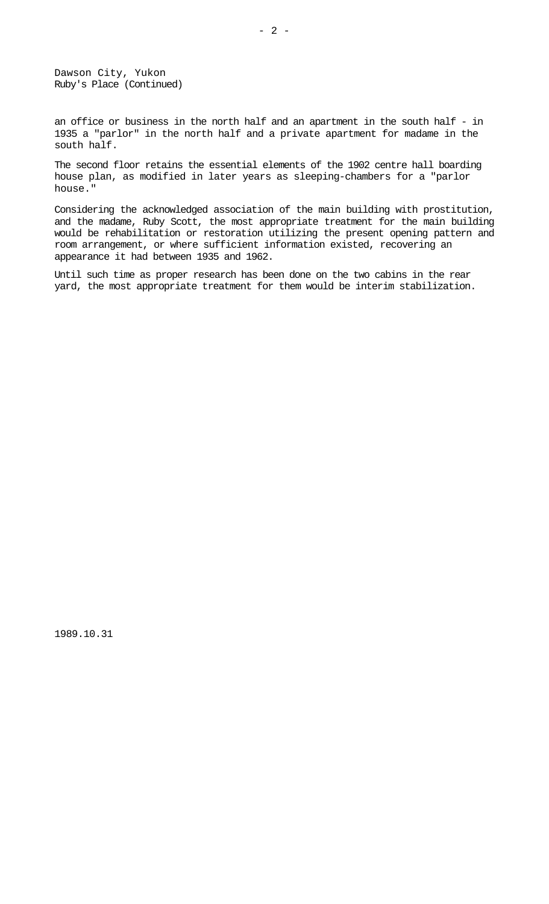Dawson City, Yukon
Ruby's Place (Continued)

an office or business in the north half and an apartment in the south half - in 1935 a "parlor" in the north half and a private apartment for madame in the south half.

The second floor retains the essential elements of the 1902 centre hall boarding house plan, as modified in later years as sleeping-chambers for a "parlor house."

Considering the acknowledged association of the main building with prostitution, and the madame, Ruby Scott, the most appropriate treatment for the main building would be rehabilitation or restoration utilizing the present opening pattern and room arrangement, or where sufficient information existed, recovering an appearance it had between 1935 and 1962.

Until such time as proper research has been done on the two cabins in the rear yard, the most appropriate treatment for them would be interim stabilization.

1989.10.31